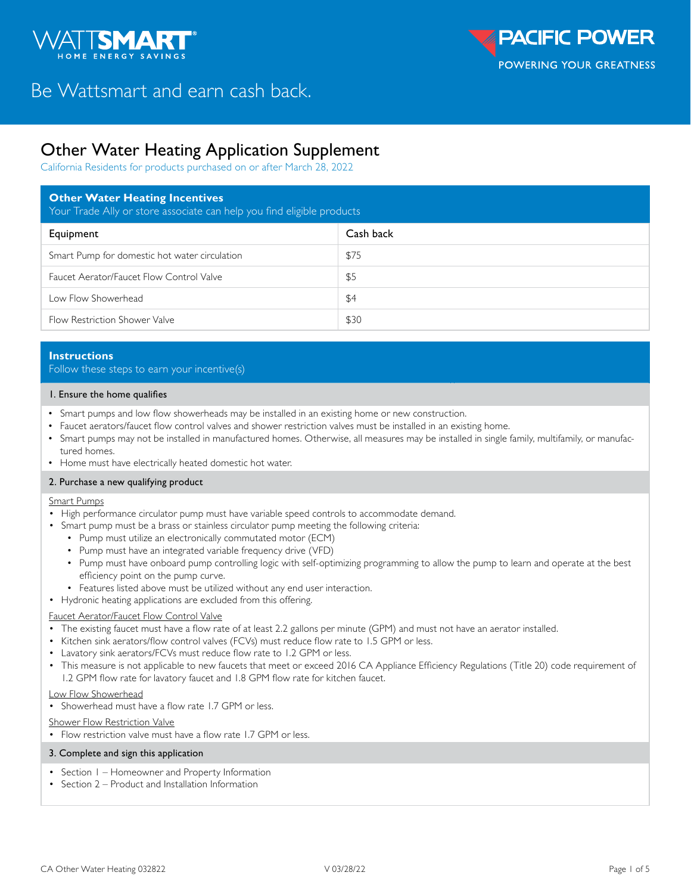WATTSMART® HOME ENERGY SAVINGS

PACIFIC POWER
POWERING YOUR GREATNESS

Be Wattsmart and earn cash back.

# Other Water Heating Application Supplement

California Residents for products purchased on or after March 28, 2022

## Other Water Heating Incentives

Your Trade Ally or store associate can help you find eligible products

| Equipment | Cash back |
|---|---|
| Smart Pump for domestic hot water circulation | $75 |
| Faucet Aerator/Faucet Flow Control Valve | $5 |
| Low Flow Showerhead | $4 |
| Flow Restriction Shower Valve | $30 |

## Instructions

Follow these steps to earn your incentive(s)

### 1. Ensure the home qualifies

- Smart pumps and low flow showerheads may be installed in an existing home or new construction.
- Faucet aerators/faucet flow control valves and shower restriction valves must be installed in an existing home.
- Smart pumps may not be installed in manufactured homes. Otherwise, all measures may be installed in single family, multifamily, or manufactured homes.
- Home must have electrically heated domestic hot water.

### 2. Purchase a new qualifying product

Smart Pumps

- High performance circulator pump must have variable speed controls to accommodate demand.
- Smart pump must be a brass or stainless circulator pump meeting the following criteria:
  - Pump must utilize an electronically commutated motor (ECM)
  - Pump must have an integrated variable frequency drive (VFD)
  - Pump must have onboard pump controlling logic with self-optimizing programming to allow the pump to learn and operate at the best efficiency point on the pump curve.
  - Features listed above must be utilized without any end user interaction.
- Hydronic heating applications are excluded from this offering.

Faucet Aerator/Faucet Flow Control Valve

- The existing faucet must have a flow rate of at least 2.2 gallons per minute (GPM) and must not have an aerator installed.
- Kitchen sink aerators/flow control valves (FCVs) must reduce flow rate to 1.5 GPM or less.
- Lavatory sink aerators/FCVs must reduce flow rate to 1.2 GPM or less.
- This measure is not applicable to new faucets that meet or exceed 2016 CA Appliance Efficiency Regulations (Title 20) code requirement of 1.2 GPM flow rate for lavatory faucet and 1.8 GPM flow rate for kitchen faucet.

Low Flow Showerhead

- Showerhead must have a flow rate 1.7 GPM or less.

Shower Flow Restriction Valve

- Flow restriction valve must have a flow rate 1.7 GPM or less.

### 3. Complete and sign this application

- Section 1 – Homeowner and Property Information
- Section 2 – Product and Installation Information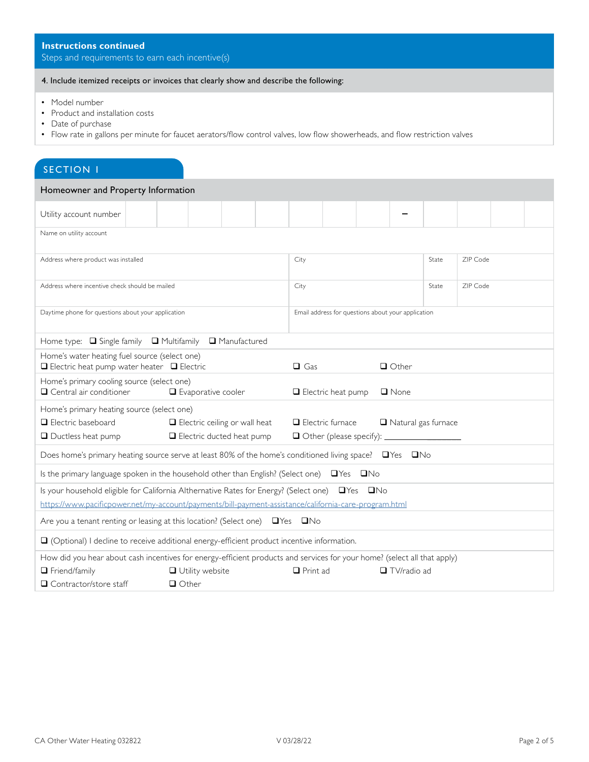## Instructions continued

Steps and requirements to earn each incentive(s)

**4. Include itemized receipts or invoices that clearly show and describe the following:**

- Model number
- Product and installation costs
- Date of purchase
- Flow rate in gallons per minute for faucet aerators/flow control valves, low flow showerheads, and flow restriction valves

## SECTION 1

### Homeowner and Property Information

Utility account number: ___ ___ ___ ___ ___ ___ ___ ___ – ___ ___ ___ ___

Name on utility account

| Address where product was installed | City | State | ZIP Code |
|---|---|---|---|
| | | | |

| Address where incentive check should be mailed | City | State | ZIP Code |
|---|---|---|---|
| | | | |

| Daytime phone for questions about your application | Email address for questions about your application |
|---|---|
| | |

Home type: ❑ Single family ❑ Multifamily ❑ Manufactured

Home's water heating fuel source (select one)
❑ Electric heat pump water heater ❑ Electric ❑ Gas ❑ Other

Home's primary cooling source (select one)
❑ Central air conditioner ❑ Evaporative cooler ❑ Electric heat pump ❑ None

Home's primary heating source (select one)
❑ Electric baseboard ❑ Electric ceiling or wall heat ❑ Electric furnace ❑ Natural gas furnace
❑ Ductless heat pump ❑ Electric ducted heat pump ❑ Other (please specify): ____________

Does home's primary heating source serve at least 80% of the home's conditioned living space? ❑Yes ❑No

Is the primary language spoken in the household other than English? (Select one) ❑Yes ❑No

Is your household eligible for California Althernative Rates for Energy? (Select one) ❑Yes ❑No
https://www.pacificpower.net/my-account/payments/bill-payment-assistance/california-care-program.html

Are you a tenant renting or leasing at this location? (Select one) ❑Yes ❑No

❑ (Optional) I decline to receive additional energy-efficient product incentive information.

How did you hear about cash incentives for energy-efficient products and services for your home? (select all that apply)
❑ Friend/family ❑ Utility website ❑ Print ad ❑ TV/radio ad
❑ Contractor/store staff ❑ Other

CA Other Water Heating 032822 V 03/28/22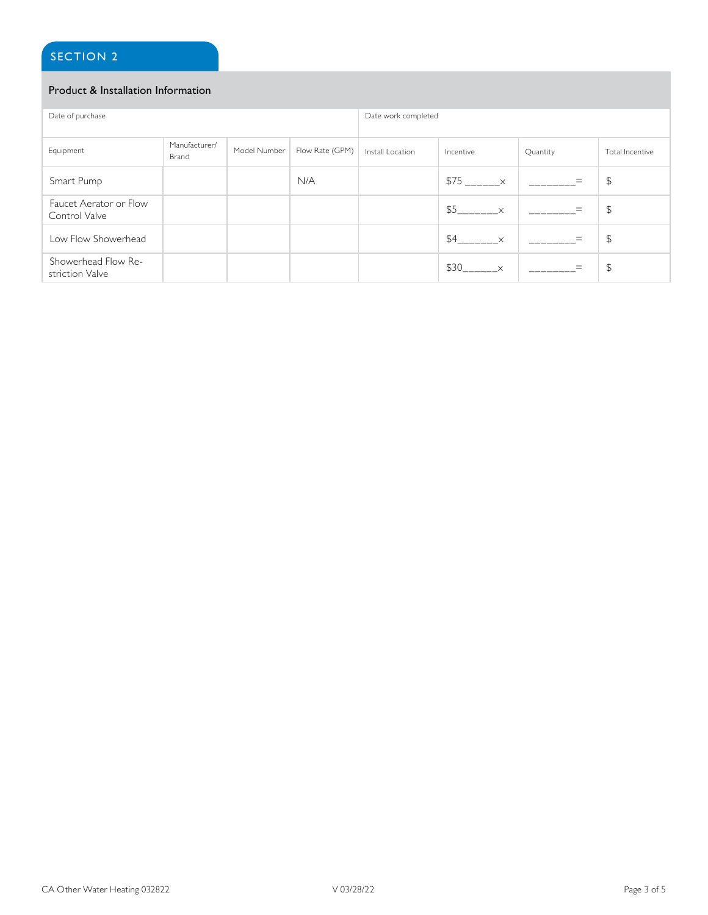## SECTION 2

### Product & Installation Information

| Date of purchase | | | | Date work completed | | | |
|---|---|---|---|---|---|---|---|
| Equipment | Manufacturer/ Brand | Model Number | Flow Rate (GPM) | Install Location | Incentive | Quantity | Total Incentive |
| Smart Pump | | | N/A | | $75 ______x | ________= | $ |
| Faucet Aerator or Flow Control Valve | | | | | $5_______x | ________= | $ |
| Low Flow Showerhead | | | | | $4_______x | ________= | $ |
| Showerhead Flow Restriction Valve | | | | | $30______x | ________= | $ |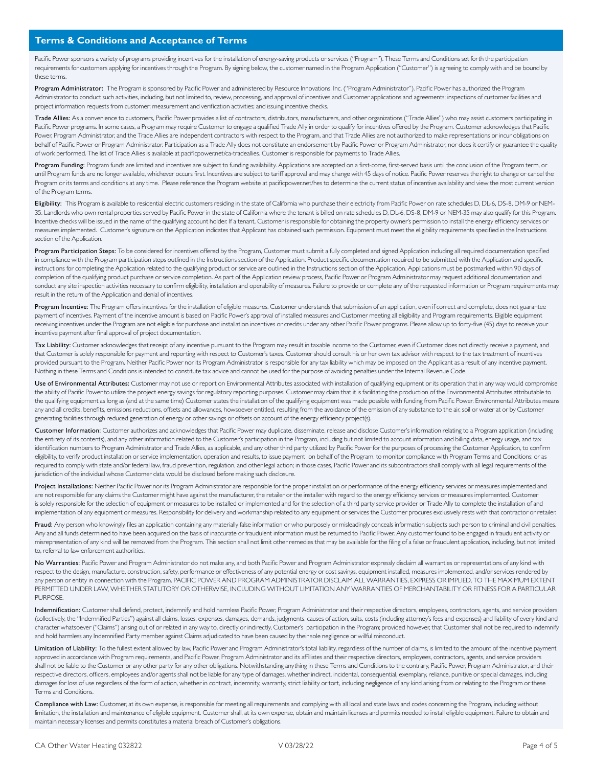## Terms & Conditions and Acceptance of Terms

Pacific Power sponsors a variety of programs providing incentives for the installation of energy-saving products or services ("Program"). These Terms and Conditions set forth the participation requirements for customers applying for incentives through the Program. By signing below, the customer named in the Program Application ("Customer") is agreeing to comply with and be bound by these terms.

**Program Administrator:** The Program is sponsored by Pacific Power and administered by Resource Innovations, Inc. ("Program Administrator"). Pacific Power has authorized the Program Administrator to conduct such activities, including, but not limited to, review, processing, and approval of incentives and Customer applications and agreements; inspections of customer facilities and project information requests from customer; measurement and verification activities; and issuing incentive checks.

**Trade Allies:** As a convenience to customers, Pacific Power provides a list of contractors, distributors, manufacturers, and other organizations ("Trade Allies") who may assist customers participating in Pacific Power programs. In some cases, a Program may require Customer to engage a qualified Trade Ally in order to qualify for incentives offered by the Program. Customer acknowledges that Pacific Power, Program Administrator, and the Trade Allies are independent contractors with respect to the Program, and that Trade Allies are not authorized to make representations or incur obligations on behalf of Pacific Power or Program Administrator. Participation as a Trade Ally does not constitute an endorsement by Pacific Power or Program Administrator, nor does it certify or guarantee the quality of work performed. The list of Trade Allies is available at pacificpower.net/ca-tradeallies. Customer is responsible for payments to Trade Allies.

**Program Funding:** Program funds are limited and incentives are subject to funding availability. Applications are accepted on a first-come, first-served basis until the conclusion of the Program term, or until Program funds are no longer available, whichever occurs first. Incentives are subject to tariff approval and may change with 45 days of notice. Pacific Power reserves the right to change or cancel the Program or its terms and conditions at any time. Please reference the Program website at pacificpower.net/hes to determine the current status of incentive availability and view the most current version of the Program terms.

**Eligibility:** This Program is available to residential electric customers residing in the state of California who purchase their electricity from Pacific Power on rate schedules D, DL-6, DS-8, DM-9 or NEM-35. Landlords who own rental properties served by Pacific Power in the state of California where the tenant is billed on rate schedules D, DL-6, DS-8, DM-9 or NEM-35 may also qualify for this Program. Incentive checks will be issued in the name of the qualifying account holder. If a tenant, Customer is responsible for obtaining the property owner's permission to install the energy efficiency services or measures implemented. Customer's signature on the Application indicates that Applicant has obtained such permission. Equipment must meet the eligibility requirements specified in the Instructions section of the Application.

**Program Participation Steps:** To be considered for incentives offered by the Program, Customer must submit a fully completed and signed Application including all required documentation specified in compliance with the Program participation steps outlined in the Instructions section of the Application. Product specific documentation required to be submitted with the Application and specific instructions for completing the Application related to the qualifying product or service are outlined in the Instructions section of the Application. Applications must be postmarked within 90 days of completion of the qualifying product purchase or service completion. As part of the Application review process, Pacific Power or Program Administrator may request additional documentation and conduct any site inspection activities necessary to confirm eligibility, installation and operability of measures. Failure to provide or complete any of the requested information or Program requirements may result in the return of the Application and denial of incentives.

**Program Incentive:** The Program offers incentives for the installation of eligible measures. Customer understands that submission of an application, even if correct and complete, does not guarantee payment of incentives. Payment of the incentive amount is based on Pacific Power's approval of installed measures and Customer meeting all eligibility and Program requirements. Eligible equipment receiving incentives under the Program are not eligible for purchase and installation incentives or credits under any other Pacific Power programs. Please allow up to forty-five (45) days to receive your incentive payment after final approval of project documentation.

**Tax Liability:** Customer acknowledges that receipt of any incentive pursuant to the Program may result in taxable income to the Customer, even if Customer does not directly receive a payment, and that Customer is solely responsible for payment and reporting with respect to Customer's taxes. Customer should consult his or her own tax advisor with respect to the tax treatment of incentives provided pursuant to the Program. Neither Pacific Power nor its Program Administrator is responsible for any tax liability which may be imposed on the Applicant as a result of any incentive payment. Nothing in these Terms and Conditions is intended to constitute tax advice and cannot be used for the purpose of avoiding penalties under the Internal Revenue Code.

**Use of Environmental Attributes:** Customer may not use or report on Environmental Attributes associated with installation of qualifying equipment or its operation that in any way would compromise the ability of Pacific Power to utilize the project energy savings for regulatory reporting purposes. Customer may claim that it is facilitating the production of the Environmental Attributes attributable to the qualifying equipment as long as (and at the same time) Customer states the installation of the qualifying equipment was made possible with funding from Pacific Power. Environmental Attributes means any and all credits, benefits, emissions reductions, offsets and allowances, howsoever entitled, resulting from the avoidance of the emission of any substance to the air, soil or water at or by Customer generating facilities through reduced generation of energy or other savings or offsets on account of the energy efficiency project(s).

**Customer Information:** Customer authorizes and acknowledges that Pacific Power may duplicate, disseminate, release and disclose Customer's information relating to a Program application (including the entirety of its contents), and any other information related to the Customer's participation in the Program, including but not limited to account information and billing data, energy usage, and tax identification numbers to Program Administrator and Trade Allies, as applicable, and any other third party utilized by Pacific Power for the purposes of processing the Customer Application, to confirm eligibility, to verify product installation or service implementation, operation and results, to issue payment on behalf of the Program, to monitor compliance with Program Terms and Conditions; or as required to comply with state and/or federal law, fraud prevention, regulation, and other legal action; in those cases, Pacific Power and its subcontractors shall comply with all legal requirements of the jurisdiction of the individual whose Customer data would be disclosed before making such disclosure.

**Project Installations:** Neither Pacific Power nor its Program Administrator are responsible for the proper installation or performance of the energy efficiency services or measures implemented and are not responsible for any claims the Customer might have against the manufacturer, the retailer or the installer with regard to the energy efficiency services or measures implemented. Customer is solely responsible for the selection of equipment or measures to be installed or implemented and for the selection of a third party service provider or Trade Ally to complete the installation of and implementation of any equipment or measures. Responsibility for delivery and workmanship related to any equipment or services the Customer procures exclusively rests with that contractor or retailer.

**Fraud:** Any person who knowingly files an application containing any materially false information or who purposely or misleadingly conceals information subjects such person to criminal and civil penalties. Any and all funds determined to have been acquired on the basis of inaccurate or fraudulent information must be returned to Pacific Power. Any customer found to be engaged in fraudulent activity or misrepresentation of any kind will be removed from the Program. This section shall not limit other remedies that may be available for the filing of a false or fraudulent application, including, but not limited to, referral to law enforcement authorities.

**No Warranties:** Pacific Power and Program Administrator do not make any, and both Pacific Power and Program Administrator expressly disclaim all warranties or representations of any kind with respect to the design, manufacture, construction, safety, performance or effectiveness of any potential energy or cost savings, equipment installed, measures implemented, and/or services rendered by any person or entity in connection with the Program. PACIFIC POWER AND PROGRAM ADMINISTRATOR DISCLAIM ALL WARRANTIES, EXPRESS OR IMPLIED, TO THE MAXIMUM EXTENT PERMITTED UNDER LAW, WHETHER STATUTORY OR OTHERWISE, INCLUDING WITHOUT LIMITATION ANY WARRANTIES OF MERCHANTABILITY OR FITNESS FOR A PARTICULAR PURPOSE.

**Indemnification:** Customer shall defend, protect, indemnify and hold harmless Pacific Power, Program Administrator and their respective directors, employees, contractors, agents, and service providers (collectively, the "Indemnified Parties") against all claims, losses, expenses, damages, demands, judgments, causes of action, suits, costs (including attorney's fees and expenses) and liability of every kind and character whatsoever ("Claims") arising out of or related in any way to, directly or indirectly, Customer's participation in the Program; provided however, that Customer shall not be required to indemnify and hold harmless any Indemnified Party member against Claims adjudicated to have been caused by their sole negligence or willful misconduct.

**Limitation of Liability:** To the fullest extent allowed by law, Pacific Power and Program Administrator's total liability, regardless of the number of claims, is limited to the amount of the incentive payment approved in accordance with Program requirements, and Pacific Power, Program Administrator and its affiliates and their respective directors, employees, contractors, agents, and service providers shall not be liable to the Customer or any other party for any other obligations. Notwithstanding anything in these Terms and Conditions to the contrary, Pacific Power, Program Administrator, and their respective directors, officers, employees and/or agents shall not be liable for any type of damages, whether indirect, incidental, consequential, exemplary, reliance, punitive or special damages, including damages for loss of use regardless of the form of action, whether in contract, indemnity, warranty, strict liability or tort, including negligence of any kind arising from or relating to the Program or these Terms and Conditions.

**Compliance with Law:** Customer, at its own expense, is responsible for meeting all requirements and complying with all local and state laws and codes concerning the Program, including without limitation, the installation and maintenance of eligible equipment. Customer shall, at its own expense, obtain and maintain licenses and permits needed to install eligible equipment. Failure to obtain and maintain necessary licenses and permits constitutes a material breach of Customer's obligations.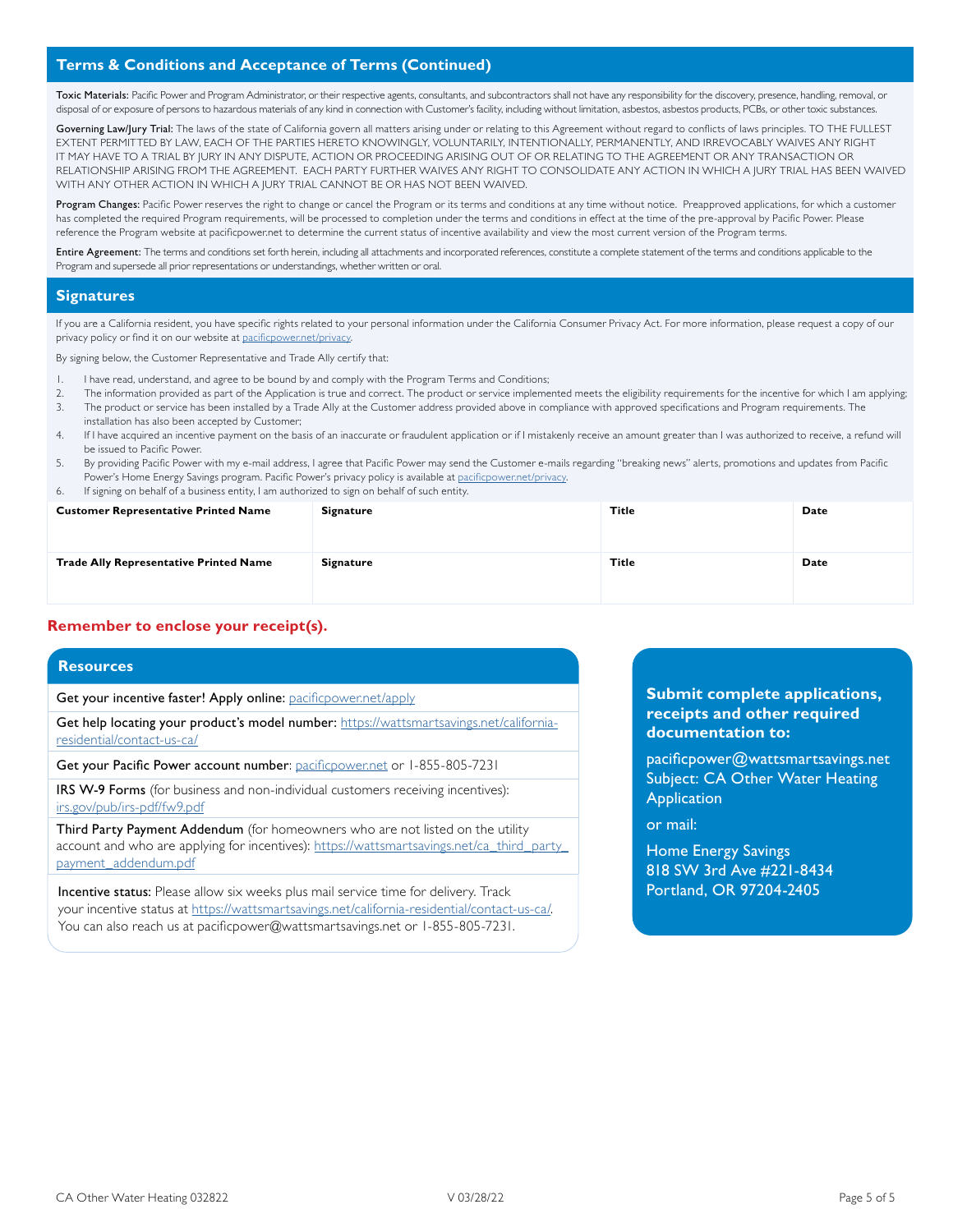## Terms & Conditions and Acceptance of Terms (Continued)

**Toxic Materials:** Pacific Power and Program Administrator, or their respective agents, consultants, and subcontractors shall not have any responsibility for the discovery, presence, handling, removal, or disposal of or exposure of persons to hazardous materials of any kind in connection with Customer's facility, including without limitation, asbestos, asbestos products, PCBs, or other toxic substances.

**Governing Law/Jury Trial:** The laws of the state of California govern all matters arising under or relating to this Agreement without regard to conflicts of laws principles. TO THE FULLEST EXTENT PERMITTED BY LAW, EACH OF THE PARTIES HERETO KNOWINGLY, VOLUNTARILY, INTENTIONALLY, PERMANENTLY, AND IRREVOCABLY WAIVES ANY RIGHT IT MAY HAVE TO A TRIAL BY JURY IN ANY DISPUTE, ACTION OR PROCEEDING ARISING OUT OF OR RELATING TO THE AGREEMENT OR ANY TRANSACTION OR RELATIONSHIP ARISING FROM THE AGREEMENT. EACH PARTY FURTHER WAIVES ANY RIGHT TO CONSOLIDATE ANY ACTION IN WHICH A JURY TRIAL HAS BEEN WAIVED WITH ANY OTHER ACTION IN WHICH A JURY TRIAL CANNOT BE OR HAS NOT BEEN WAIVED.

**Program Changes:** Pacific Power reserves the right to change or cancel the Program or its terms and conditions at any time without notice. Preapproved applications, for which a customer has completed the required Program requirements, will be processed to completion under the terms and conditions in effect at the time of the pre-approval by Pacific Power. Please reference the Program website at pacificpower.net to determine the current status of incentive availability and view the most current version of the Program terms.

**Entire Agreement:** The terms and conditions set forth herein, including all attachments and incorporated references, constitute a complete statement of the terms and conditions applicable to the Program and supersede all prior representations or understandings, whether written or oral.

## Signatures

If you are a California resident, you have specific rights related to your personal information under the California Consumer Privacy Act. For more information, please request a copy of our privacy policy or find it on our website at pacificpower.net/privacy.

By signing below, the Customer Representative and Trade Ally certify that:

1. I have read, understand, and agree to be bound by and comply with the Program Terms and Conditions;
2. The information provided as part of the Application is true and correct. The product or service implemented meets the eligibility requirements for the incentive for which I am applying;
3. The product or service has been installed by a Trade Ally at the Customer address provided above in compliance with approved specifications and Program requirements. The installation has also been accepted by Customer;
4. If I have acquired an incentive payment on the basis of an inaccurate or fraudulent application or if I mistakenly receive an amount greater than I was authorized to receive, a refund will be issued to Pacific Power.
5. By providing Pacific Power with my e-mail address, I agree that Pacific Power may send the Customer e-mails regarding "breaking news" alerts, promotions and updates from Pacific Power's Home Energy Savings program. Pacific Power's privacy policy is available at pacificpower.net/privacy.
6. If signing on behalf of a business entity, I am authorized to sign on behalf of such entity.

| **Customer Representative Printed Name** | **Signature** | **Title** | **Date** |
|---|---|---|---|
| **Trade Ally Representative Printed Name** | **Signature** | **Title** | **Date** |

**Remember to enclose your receipt(s).**

## Resources

Get your incentive faster! Apply online: pacificpower.net/apply

Get help locating your product's model number: https://wattsmartsavings.net/california-residential/contact-us-ca/

Get your Pacific Power account number: pacificpower.net or 1-855-805-7231

IRS W-9 Forms (for business and non-individual customers receiving incentives): irs.gov/pub/irs-pdf/fw9.pdf

Third Party Payment Addendum (for homeowners who are not listed on the utility account and who are applying for incentives): https://wattsmartsavings.net/ca_third_party_payment_addendum.pdf

Incentive status: Please allow six weeks plus mail service time for delivery. Track your incentive status at https://wattsmartsavings.net/california-residential/contact-us-ca/. You can also reach us at pacificpower@wattsmartsavings.net or 1-855-805-7231.

**Submit complete applications, receipts and other required documentation to:**

pacificpower@wattsmartsavings.net
Subject: CA Other Water Heating Application

or mail:

Home Energy Savings
818 SW 3rd Ave #221-8434
Portland, OR 97204-2405